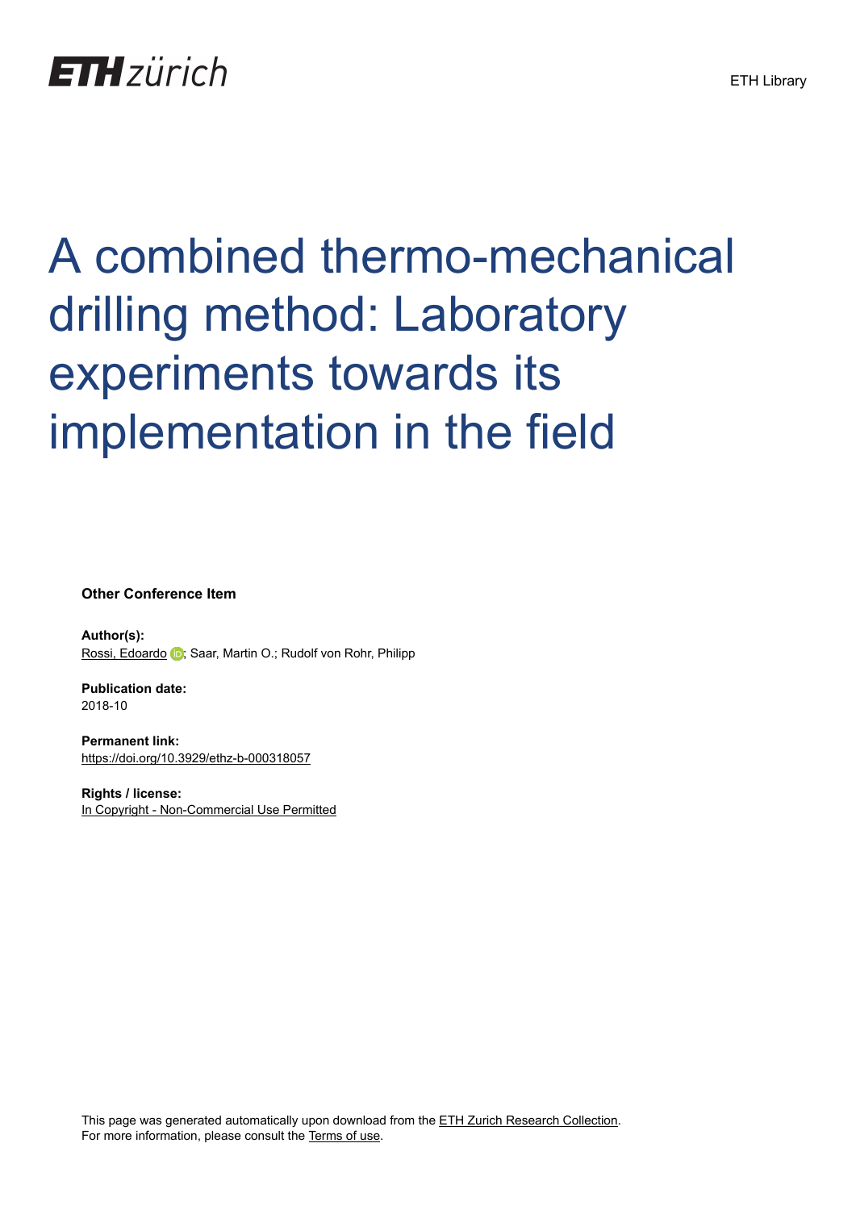ETH zürich

ETH Library

# A combined thermo-mechanical drilling method: Laboratory experiments towards its implementation in the field

**Other Conference Item**

**Author(s):**
Rossi, Edoardo; Saar, Martin O.; Rudolf von Rohr, Philipp

**Publication date:**
2018-10

**Permanent link:**
https://doi.org/10.3929/ethz-b-000318057

**Rights / license:**
In Copyright - Non-Commercial Use Permitted

This page was generated automatically upon download from the ETH Zurich Research Collection.
For more information, please consult the Terms of use.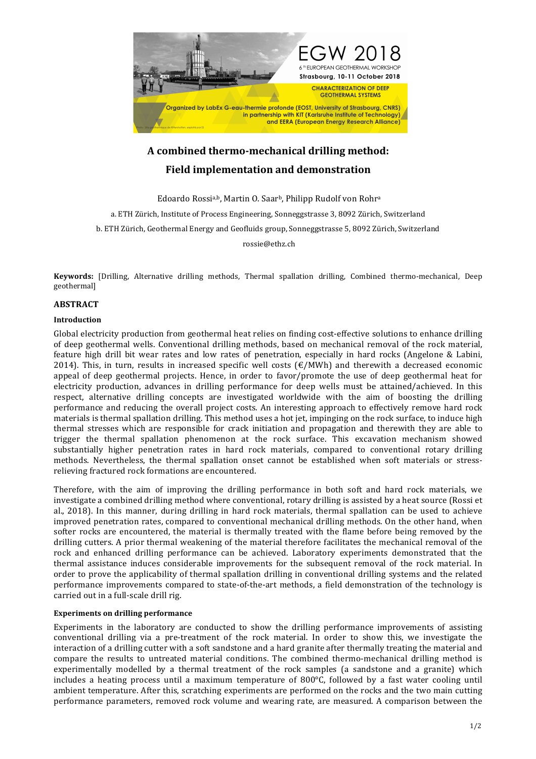# A combined thermo-mechanical drilling method: Field implementation and demonstration

Edoardo Rossi[a,b], Martin O. Saar[b], Philipp Rudolf von Rohr[a]

a. ETH Zürich, Institute of Process Engineering, Sonneggstrasse 3, 8092 Zürich, Switzerland

b. ETH Zürich, Geothermal Energy and Geofluids group, Sonneggstrasse 5, 8092 Zürich, Switzerland

rossie@ethz.ch

**Keywords:** [Drilling, Alternative drilling methods, Thermal spallation drilling, Combined thermo-mechanical, Deep geothermal]

## ABSTRACT

### Introduction

Global electricity production from geothermal heat relies on finding cost-effective solutions to enhance drilling of deep geothermal wells. Conventional drilling methods, based on mechanical removal of the rock material, feature high drill bit wear rates and low rates of penetration, especially in hard rocks (Angelone & Labini, 2014). This, in turn, results in increased specific well costs (€/MWh) and therewith a decreased economic appeal of deep geothermal projects. Hence, in order to favor/promote the use of deep geothermal heat for electricity production, advances in drilling performance for deep wells must be attained/achieved. In this respect, alternative drilling concepts are investigated worldwide with the aim of boosting the drilling performance and reducing the overall project costs. An interesting approach to effectively remove hard rock materials is thermal spallation drilling. This method uses a hot jet, impinging on the rock surface, to induce high thermal stresses which are responsible for crack initiation and propagation and therewith they are able to trigger the thermal spallation phenomenon at the rock surface. This excavation mechanism showed substantially higher penetration rates in hard rock materials, compared to conventional rotary drilling methods. Nevertheless, the thermal spallation onset cannot be established when soft materials or stress-relieving fractured rock formations are encountered.

Therefore, with the aim of improving the drilling performance in both soft and hard rock materials, we investigate a combined drilling method where conventional, rotary drilling is assisted by a heat source (Rossi et al., 2018). In this manner, during drilling in hard rock materials, thermal spallation can be used to achieve improved penetration rates, compared to conventional mechanical drilling methods. On the other hand, when softer rocks are encountered, the material is thermally treated with the flame before being removed by the drilling cutters. A prior thermal weakening of the material therefore facilitates the mechanical removal of the rock and enhanced drilling performance can be achieved. Laboratory experiments demonstrated that the thermal assistance induces considerable improvements for the subsequent removal of the rock material. In order to prove the applicability of thermal spallation drilling in conventional drilling systems and the related performance improvements compared to state-of-the-art methods, a field demonstration of the technology is carried out in a full-scale drill rig.

### Experiments on drilling performance

Experiments in the laboratory are conducted to show the drilling performance improvements of assisting conventional drilling via a pre-treatment of the rock material. In order to show this, we investigate the interaction of a drilling cutter with a soft sandstone and a hard granite after thermally treating the material and compare the results to untreated material conditions. The combined thermo-mechanical drilling method is experimentally modelled by a thermal treatment of the rock samples (a sandstone and a granite) which includes a heating process until a maximum temperature of 800°C, followed by a fast water cooling until ambient temperature. After this, scratching experiments are performed on the rocks and the two main cutting performance parameters, removed rock volume and wearing rate, are measured. A comparison between the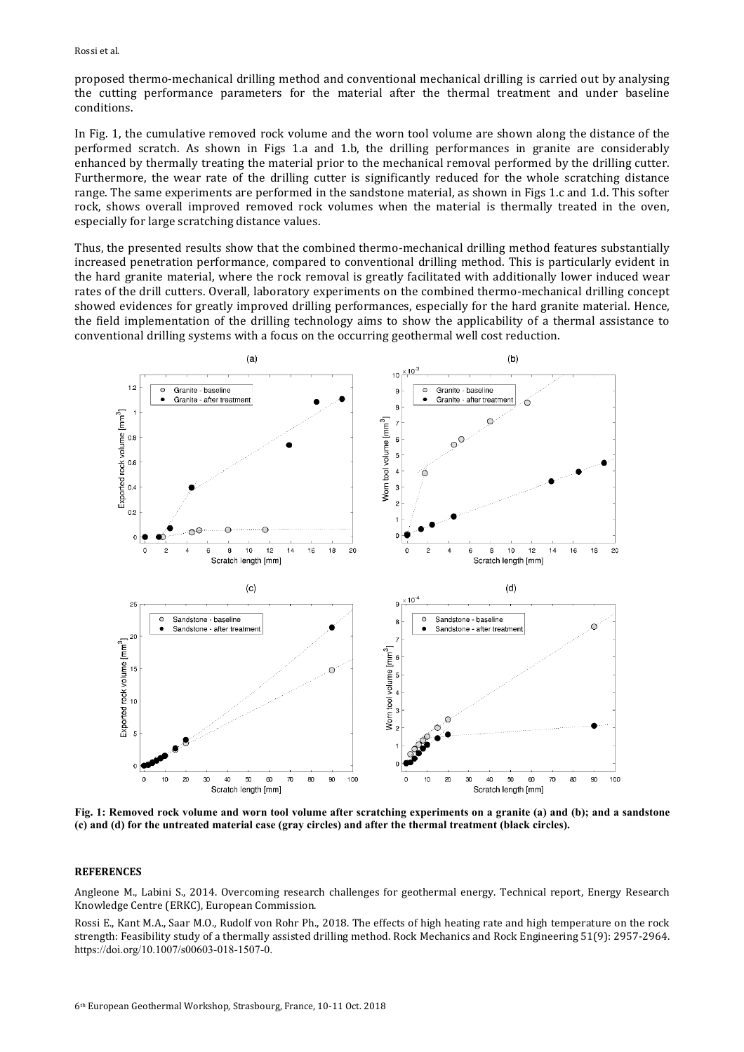proposed thermo-mechanical drilling method and conventional mechanical drilling is carried out by analysing the cutting performance parameters for the material after the thermal treatment and under baseline conditions.

In Fig. 1, the cumulative removed rock volume and the worn tool volume are shown along the distance of the performed scratch. As shown in Figs 1.a and 1.b, the drilling performances in granite are considerably enhanced by thermally treating the material prior to the mechanical removal performed by the drilling cutter. Furthermore, the wear rate of the drilling cutter is significantly reduced for the whole scratching distance range. The same experiments are performed in the sandstone material, as shown in Figs 1.c and 1.d. This softer rock, shows overall improved removed rock volumes when the material is thermally treated in the oven, especially for large scratching distance values.

Thus, the presented results show that the combined thermo-mechanical drilling method features substantially increased penetration performance, compared to conventional drilling method. This is particularly evident in the hard granite material, where the rock removal is greatly facilitated with additionally lower induced wear rates of the drill cutters. Overall, laboratory experiments on the combined thermo-mechanical drilling concept showed evidences for greatly improved drilling performances, especially for the hard granite material. Hence, the field implementation of the drilling technology aims to show the applicability of a thermal assistance to conventional drilling systems with a focus on the occurring geothermal well cost reduction.

(a)

Granite - baseline
Granite - after treatment
Exported rock volume [mm$^3$]
Scratch length [mm]

(b)

$\times 10^{-3}$
Granite - baseline
Granite - after treatment
Worn tool volume [mm$^3$]
Scratch length [mm]

(c)

Sandstone - baseline
Sandstone - after treatment
Exported rock volume [mm$^3$]
Scratch length [mm]

(d)

$\times 10^{-4}$
Sandstone - baseline
Sandstone - after treatment
Worn tool volume [mm$^3$]
Scratch length [mm]

**Fig. 1: Removed rock volume and worn tool volume after scratching experiments on a granite (a) and (b); and a sandstone (c) and (d) for the untreated material case (gray circles) and after the thermal treatment (black circles).**

## REFERENCES

Angleone M., Labini S., 2014. Overcoming research challenges for geothermal energy. Technical report, Energy Research Knowledge Centre (ERKC), European Commission.

Rossi E., Kant M.A., Saar M.O., Rudolf von Rohr Ph., 2018. The effects of high heating rate and high temperature on the rock strength: Feasibility study of a thermally assisted drilling method. Rock Mechanics and Rock Engineering 51(9): 2957-2964. https://doi.org/10.1007/s00603-018-1507-0.